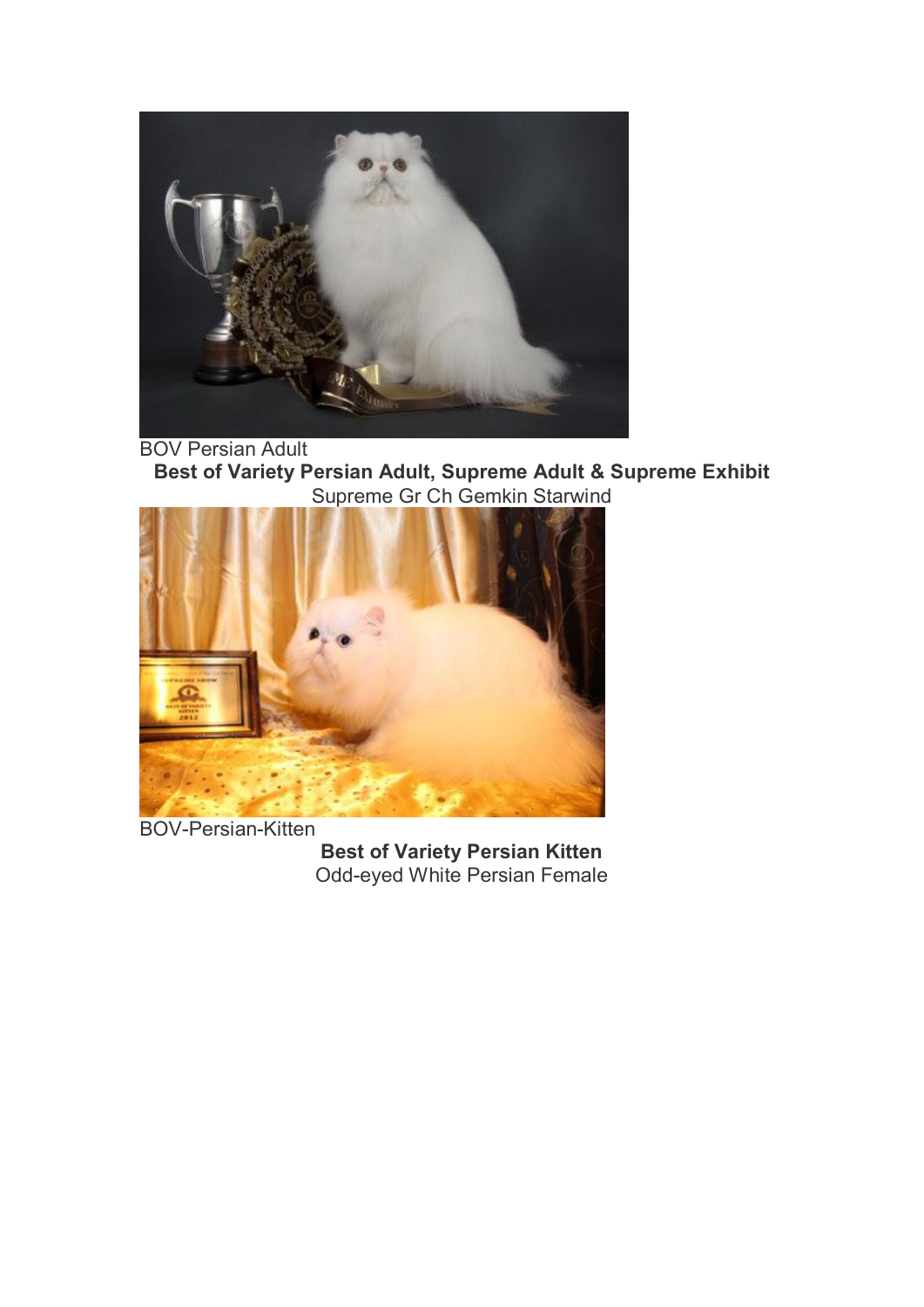BOV Persian Adult

**Best of Variety Persian Adult, Supreme Adult & Supreme Exhibit**

Supreme Gr Ch Gemkin Starwind

BOV-Persian-Kitten

**Best of Variety Persian Kitten**

Odd-eyed White Persian Female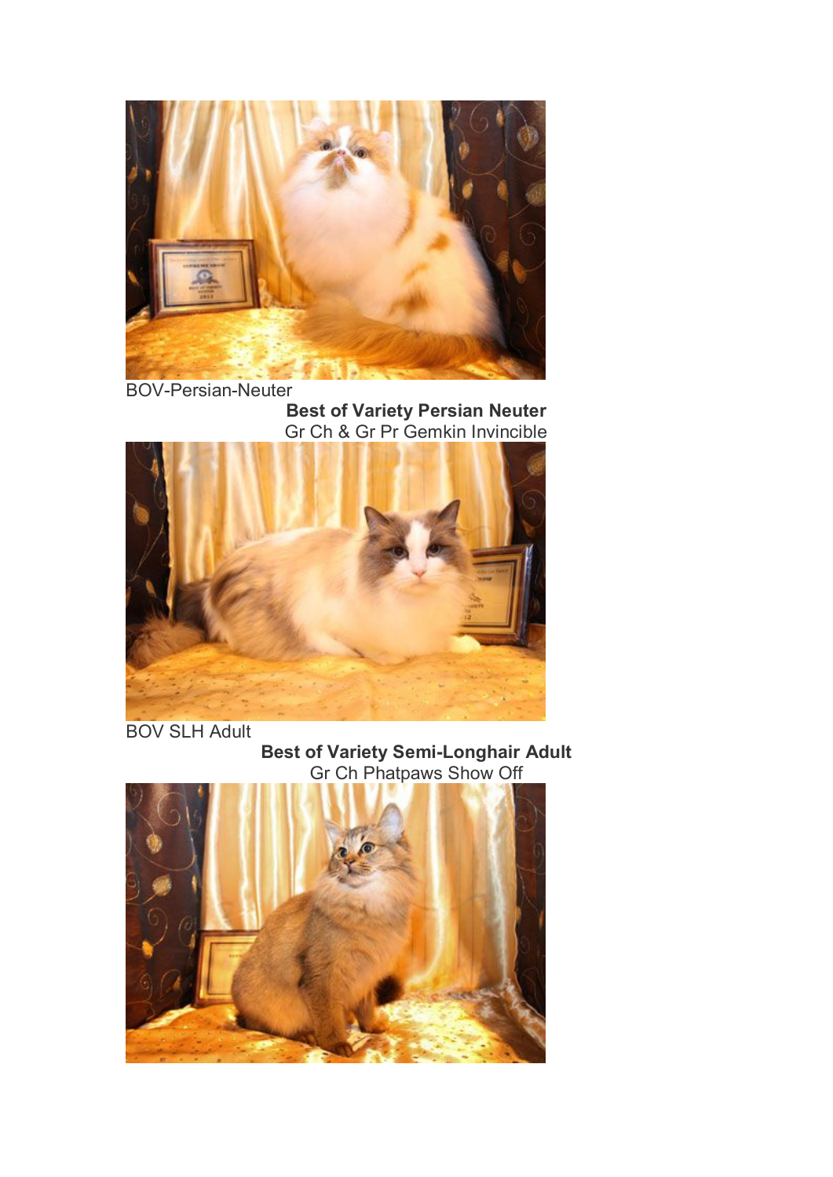BOV-Persian-Neuter

**Best of Variety Persian Neuter**
Gr Ch & Gr Pr Gemkin Invincible

BOV SLH Adult

**Best of Variety Semi-Longhair Adult**
Gr Ch Phatpaws Show Off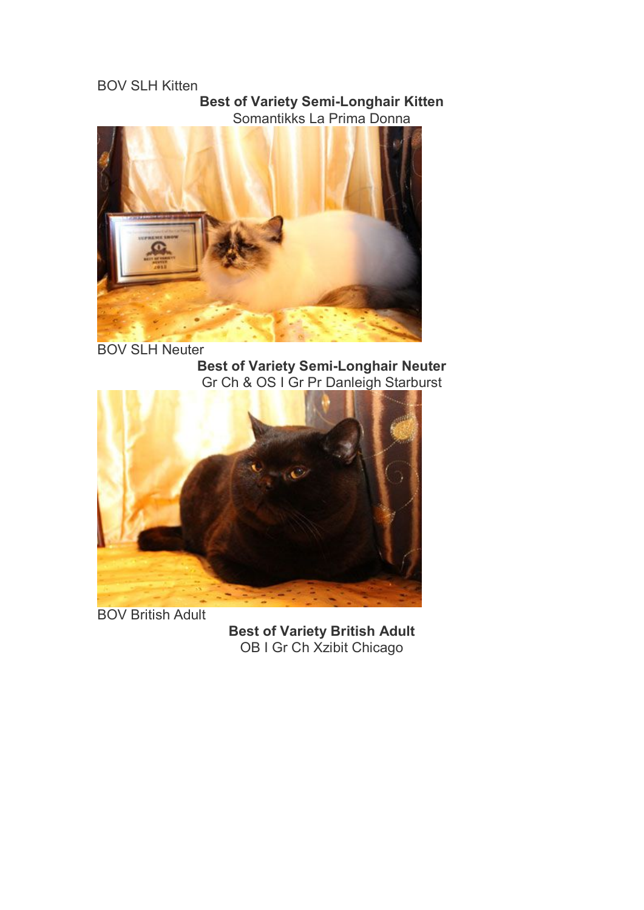BOV SLH Kitten

**Best of Variety Semi-Longhair Kitten**
Somantikks La Prima Donna

BOV SLH Neuter

**Best of Variety Semi-Longhair Neuter**
Gr Ch & OS I Gr Pr Danleigh Starburst

BOV British Adult

**Best of Variety British Adult**
OB I Gr Ch Xzibit Chicago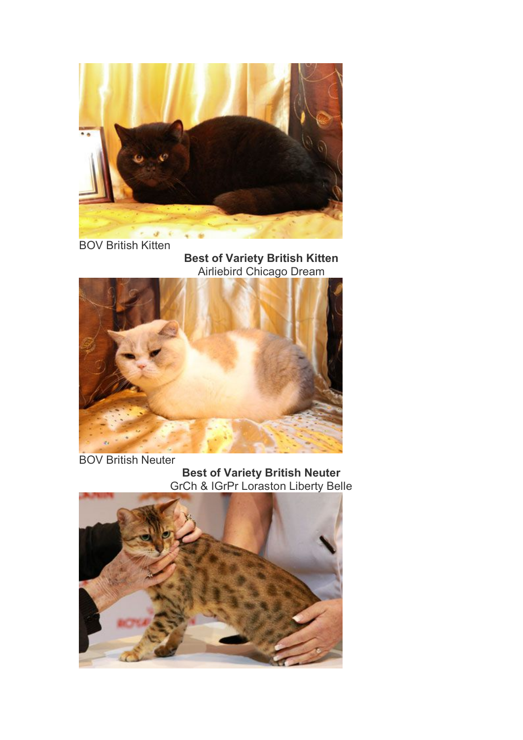BOV British Kitten

**Best of Variety British Kitten**
Airliebird Chicago Dream

BOV British Neuter

**Best of Variety British Neuter**
GrCh & IGrPr Loraston Liberty Belle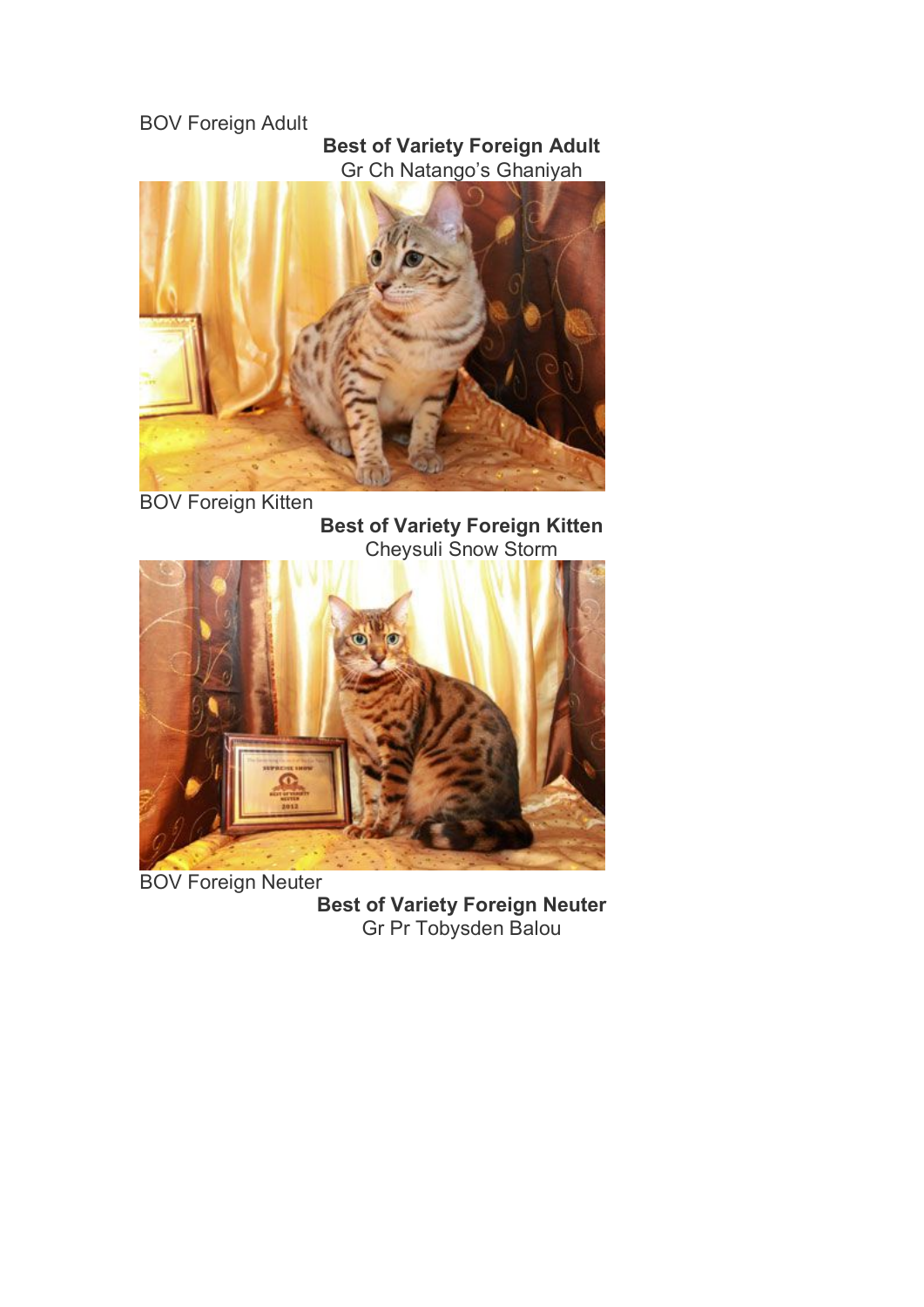BOV Foreign Adult

**Best of Variety Foreign Adult**
Gr Ch Natango's Ghaniyah

BOV Foreign Kitten

**Best of Variety Foreign Kitten**
Cheysuli Snow Storm

BOV Foreign Neuter

**Best of Variety Foreign Neuter**
Gr Pr Tobysden Balou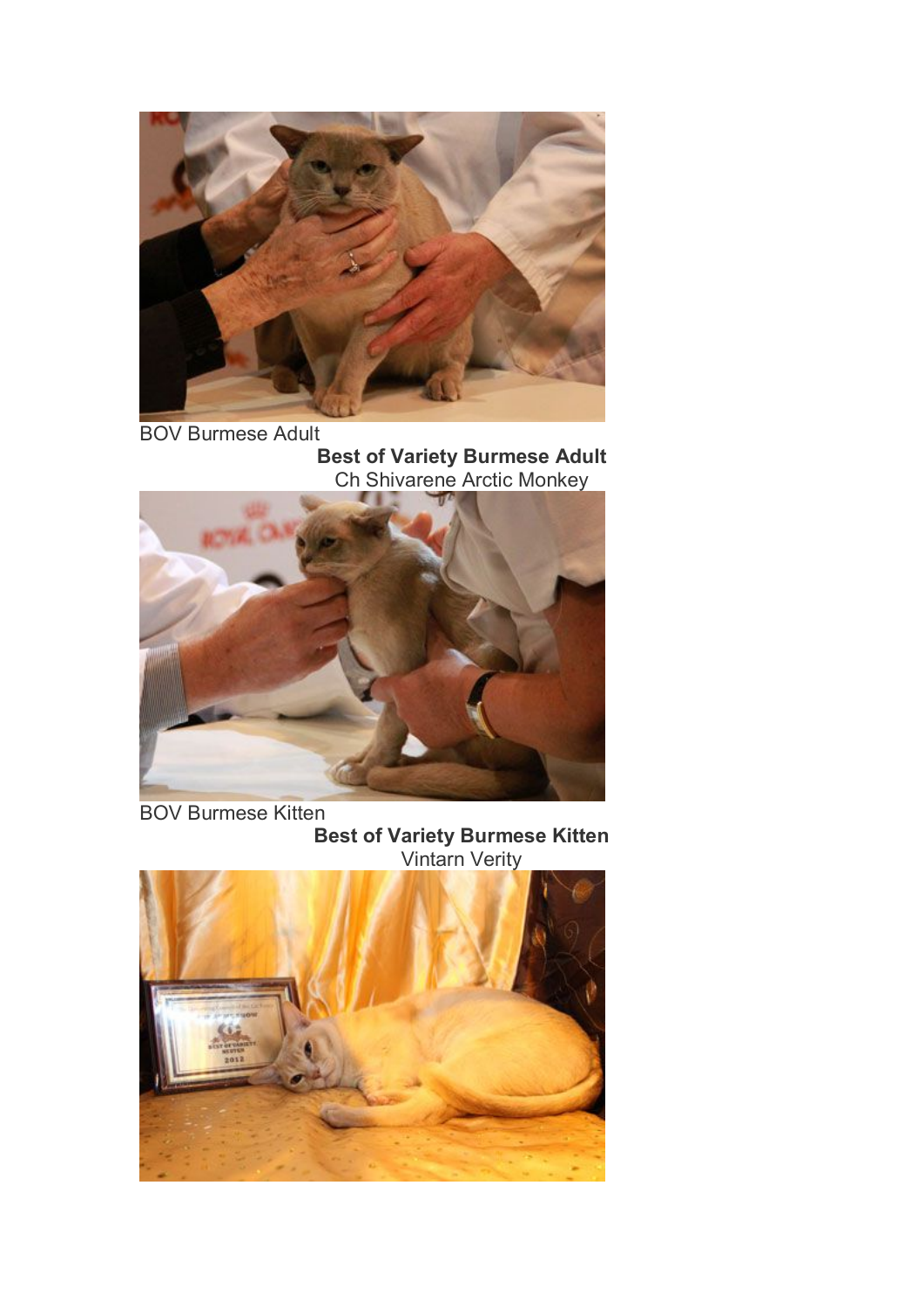BOV Burmese Adult

**Best of Variety Burmese Adult**
Ch Shivarene Arctic Monkey

BOV Burmese Kitten

**Best of Variety Burmese Kitten**
Vintarn Verity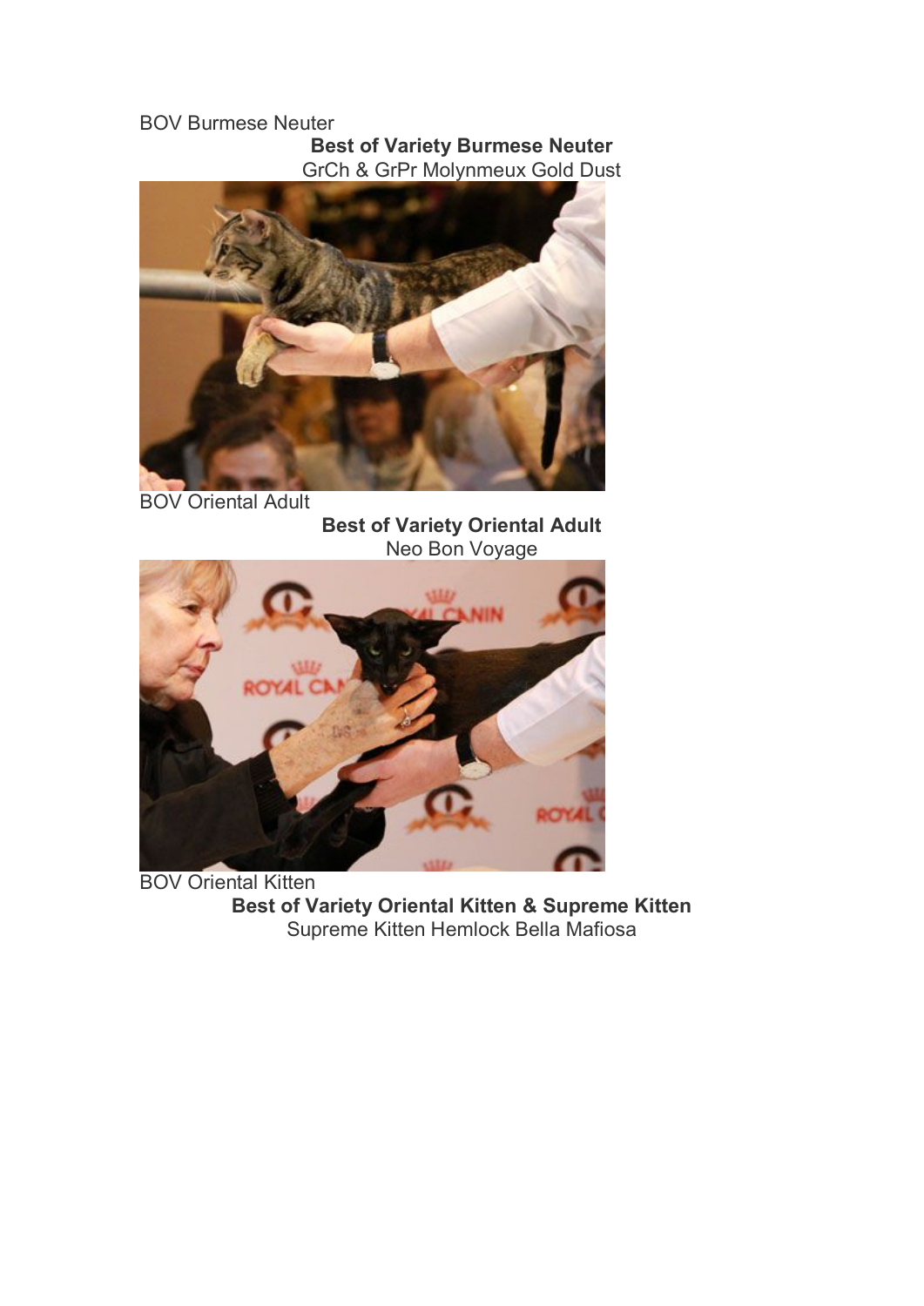BOV Burmese Neuter

**Best of Variety Burmese Neuter**
GrCh & GrPr Molynmeux Gold Dust

BOV Oriental Adult

**Best of Variety Oriental Adult**
Neo Bon Voyage

BOV Oriental Kitten

**Best of Variety Oriental Kitten & Supreme Kitten**
Supreme Kitten Hemlock Bella Mafiosa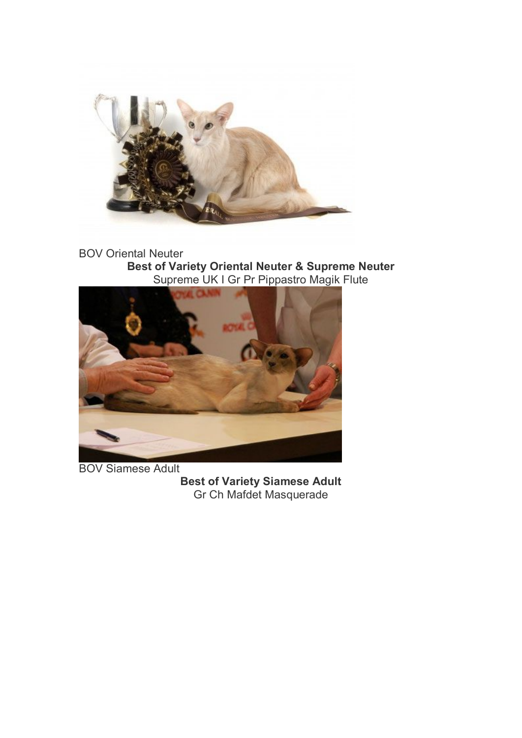BOV Oriental Neuter

**Best of Variety Oriental Neuter & Supreme Neuter**

Supreme UK I Gr Pr Pippastro Magik Flute

BOV Siamese Adult

**Best of Variety Siamese Adult**

Gr Ch Mafdet Masquerade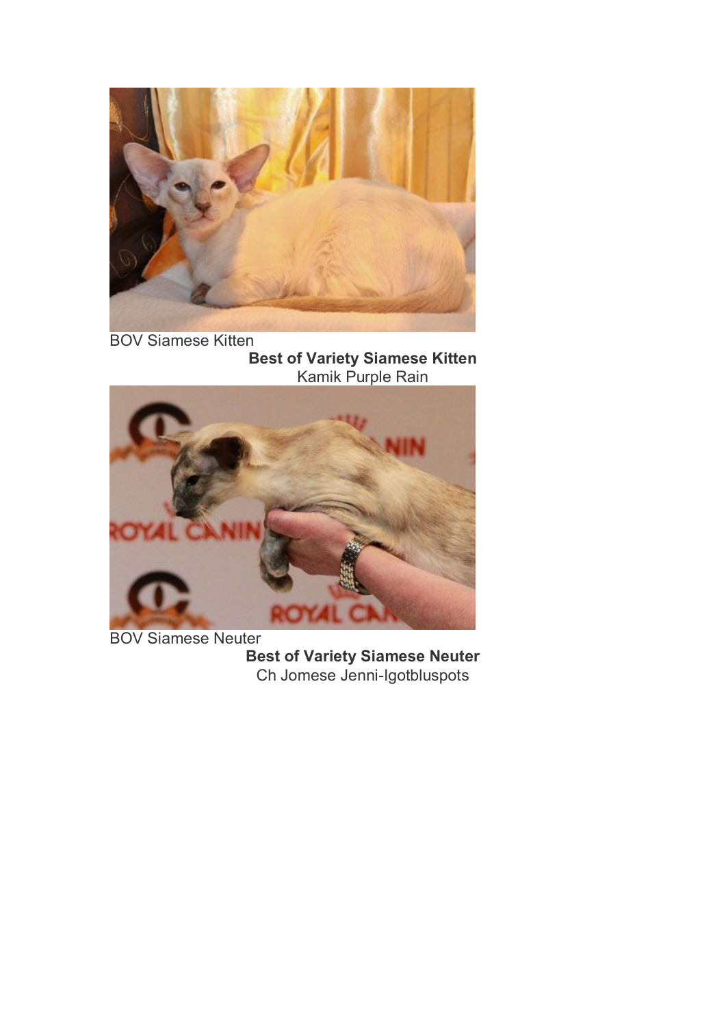BOV Siamese Kitten

**Best of Variety Siamese Kitten**
Kamik Purple Rain

BOV Siamese Neuter

**Best of Variety Siamese Neuter**
Ch Jomese Jenni-Igotbluspots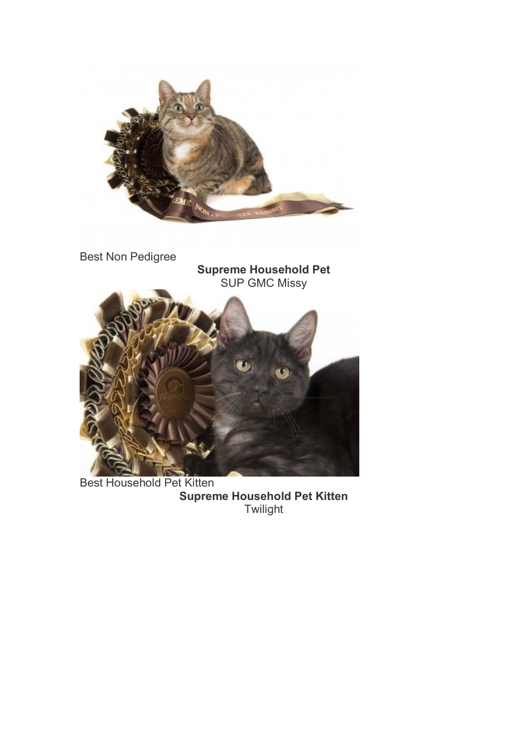Best Non Pedigree

**Supreme Household Pet**
SUP GMC Missy

Best Household Pet Kitten

**Supreme Household Pet Kitten**
Twilight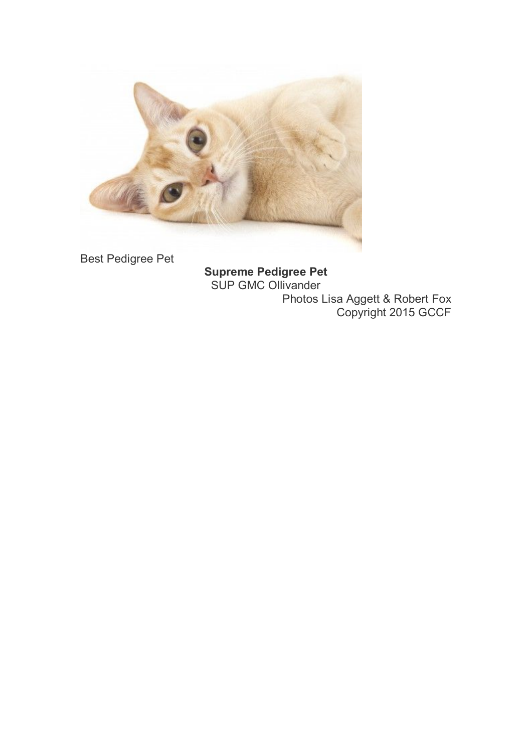Best Pedigree Pet

**Supreme Pedigree Pet**

SUP GMC Ollivander

Photos Lisa Aggett & Robert Fox

Copyright 2015 GCCF